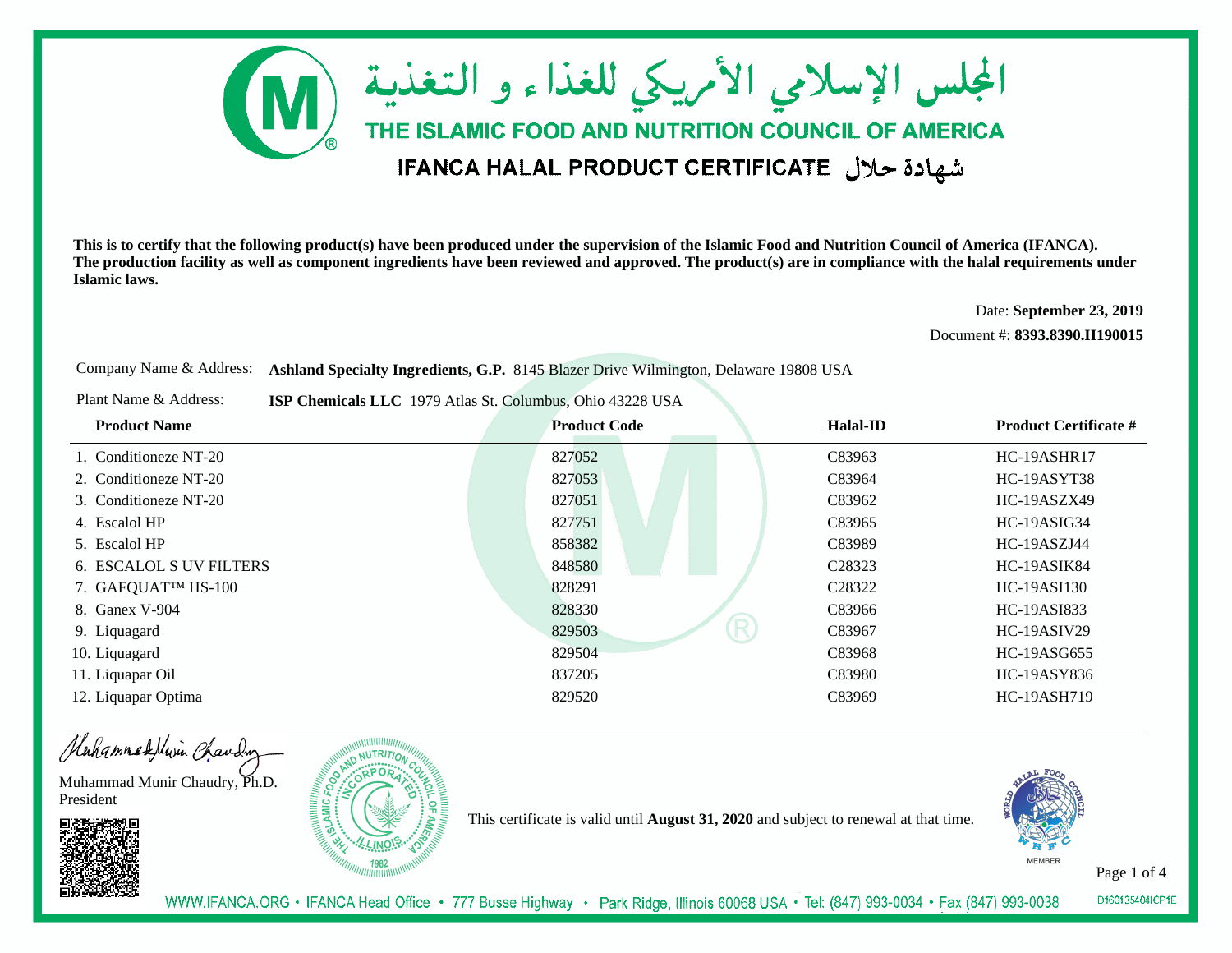# المجلس الإسلامي الأمريكي للغذاء و التغذية

## THE ISLAMIC FOOD AND NUTRITION COUNCIL OF AMERICA

## IFANCA HALAL PRODUCT CERTIFICATE شهادة حلال

**This is to certify that the following product(s) have been produced under the supervision of the Islamic Food and Nutrition Council of America (IFANCA). The production facility as well as component ingredients have been reviewed and approved. The product(s) are in compliance with the halal requirements under Islamic laws.**

Date: **September 23, 2019**

Document #: **8393.8390.II190015**

Company Name & Address: **Ashland Specialty Ingredients, G.P.** 8145 Blazer Drive Wilmington, Delaware 19808 USA

Plant Name & Address: **ISP Chemicals LLC** 1979 Atlas St. Columbus, Ohio 43228 USA

| Product Name | Product Code | Halal-ID | Product Certificate # |
|---|---|---|---|
| 1. Conditioneze NT-20 | 827052 | C83963 | HC-19ASHR17 |
| 2. Conditioneze NT-20 | 827053 | C83964 | HC-19ASYT38 |
| 3. Conditioneze NT-20 | 827051 | C83962 | HC-19ASZX49 |
| 4. Escalol HP | 827751 | C83965 | HC-19ASIG34 |
| 5. Escalol HP | 858382 | C83989 | HC-19ASZJ44 |
| 6. ESCALOL S UV FILTERS | 848580 | C28323 | HC-19ASIK84 |
| 7. GAFQUAT™ HS-100 | 828291 | C28322 | HC-19ASI130 |
| 8. Ganex V-904 | 828330 | C83966 | HC-19ASI833 |
| 9. Liquagard | 829503 | C83967 | HC-19ASIV29 |
| 10. Liquagard | 829504 | C83968 | HC-19ASG655 |
| 11. Liquapar Oil | 837205 | C83980 | HC-19ASY836 |
| 12. Liquapar Optima | 829520 | C83969 | HC-19ASH719 |

Muhammad Munir Chaudry, Ph.D.
President

This certificate is valid until **August 31, 2020** and subject to renewal at that time.

MEMBER

WWW.IFANCA.ORG • IFANCA Head Office • 777 Busse Highway • Park Ridge, Illinois 60068 USA • Tel: (847) 993-0034 • Fax (847) 993-0038

D160135404ICP1E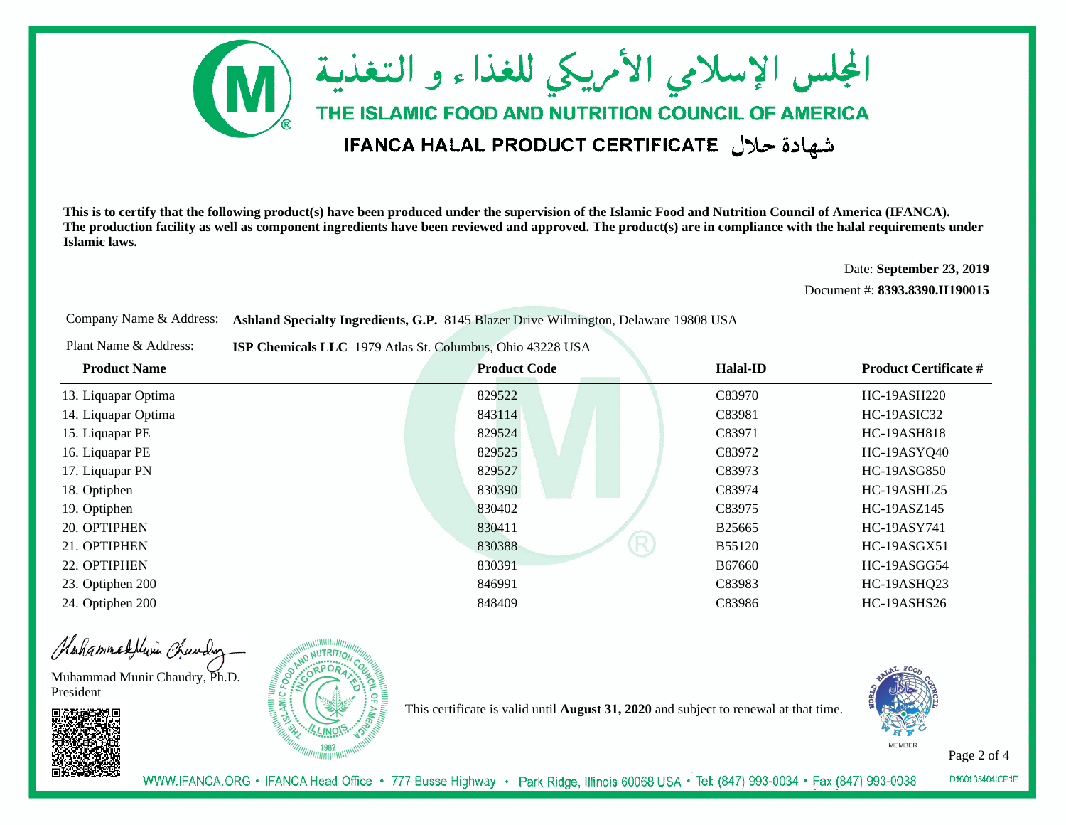# المجلس الإسلامي الأمريكي للغذاء و التغذية

## THE ISLAMIC FOOD AND NUTRITION COUNCIL OF AMERICA

## IFANCA HALAL PRODUCT CERTIFICATE شهادة حلال

**This is to certify that the following product(s) have been produced under the supervision of the Islamic Food and Nutrition Council of America (IFANCA). The production facility as well as component ingredients have been reviewed and approved. The product(s) are in compliance with the halal requirements under Islamic laws.**

Date: **September 23, 2019**

Document #: **8393.8390.II190015**

Company Name & Address: **Ashland Specialty Ingredients, G.P.** 8145 Blazer Drive Wilmington, Delaware 19808 USA

Plant Name & Address: **ISP Chemicals LLC** 1979 Atlas St. Columbus, Ohio 43228 USA

| Product Name | Product Code | Halal-ID | Product Certificate # |
|---|---|---|---|
| 13. Liquapar Optima | 829522 | C83970 | HC-19ASH220 |
| 14. Liquapar Optima | 843114 | C83981 | HC-19ASIC32 |
| 15. Liquapar PE | 829524 | C83971 | HC-19ASH818 |
| 16. Liquapar PE | 829525 | C83972 | HC-19ASYQ40 |
| 17. Liquapar PN | 829527 | C83973 | HC-19ASG850 |
| 18. Optiphen | 830390 | C83974 | HC-19ASHL25 |
| 19. Optiphen | 830402 | C83975 | HC-19ASZ145 |
| 20. OPTIPHEN | 830411 | B25665 | HC-19ASY741 |
| 21. OPTIPHEN | 830388 | B55120 | HC-19ASGX51 |
| 22. OPTIPHEN | 830391 | B67660 | HC-19ASGG54 |
| 23. Optiphen 200 | 846991 | C83983 | HC-19ASHQ23 |
| 24. Optiphen 200 | 848409 | C83986 | HC-19ASHS26 |

Muhammad Munir Chaudry, Ph.D.
President

This certificate is valid until **August 31, 2020** and subject to renewal at that time.

WWW.IFANCA.ORG • IFANCA Head Office • 777 Busse Highway • Park Ridge, Illinois 60068 USA • Tel: (847) 993-0034 • Fax (847) 993-0038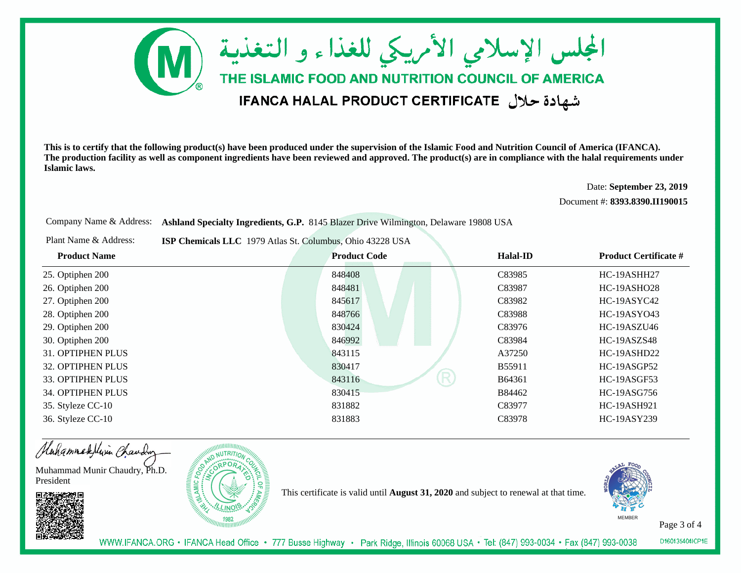# المجلس الإسلامي الأمريكي للغذاء و التغذية

## THE ISLAMIC FOOD AND NUTRITION COUNCIL OF AMERICA

### IFANCA HALAL PRODUCT CERTIFICATE شهادة حلال

**This is to certify that the following product(s) have been produced under the supervision of the Islamic Food and Nutrition Council of America (IFANCA). The production facility as well as component ingredients have been reviewed and approved. The product(s) are in compliance with the halal requirements under Islamic laws.**

Date: **September 23, 2019**

Document #: **8393.8390.II190015**

Company Name & Address: **Ashland Specialty Ingredients, G.P.** 8145 Blazer Drive Wilmington, Delaware 19808 USA

Plant Name & Address: **ISP Chemicals LLC** 1979 Atlas St. Columbus, Ohio 43228 USA

| Product Name | Product Code | Halal-ID | Product Certificate # |
|---|---|---|---|
| 25. Optiphen 200 | 848408 | C83985 | HC-19ASHH27 |
| 26. Optiphen 200 | 848481 | C83987 | HC-19ASHO28 |
| 27. Optiphen 200 | 845617 | C83982 | HC-19ASYC42 |
| 28. Optiphen 200 | 848766 | C83988 | HC-19ASYO43 |
| 29. Optiphen 200 | 830424 | C83976 | HC-19ASZU46 |
| 30. Optiphen 200 | 846992 | C83984 | HC-19ASZS48 |
| 31. OPTIPHEN PLUS | 843115 | A37250 | HC-19ASHD22 |
| 32. OPTIPHEN PLUS | 830417 | B55911 | HC-19ASGP52 |
| 33. OPTIPHEN PLUS | 843116 | B64361 | HC-19ASGF53 |
| 34. OPTIPHEN PLUS | 830415 | B84462 | HC-19ASG756 |
| 35. Styleze CC-10 | 831882 | C83977 | HC-19ASH921 |
| 36. Styleze CC-10 | 831883 | C83978 | HC-19ASY239 |

Muhammad Munir Chaudry, Ph.D.
President

This certificate is valid until **August 31, 2020** and subject to renewal at that time.

MEMBER

WWW.IFANCA.ORG • IFANCA Head Office • 777 Busse Highway • Park Ridge, Illinois 60068 USA • Tel: (847) 993-0034 • Fax (847) 993-0038

D160135404ICP1E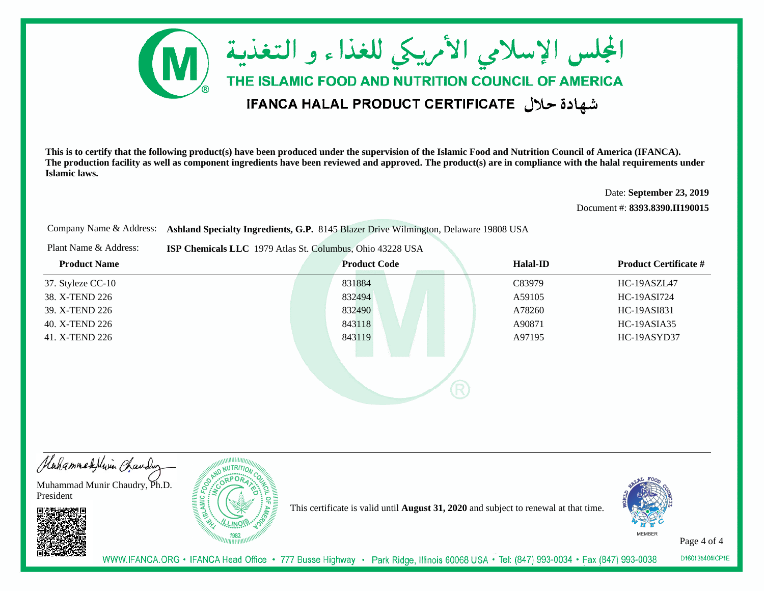# المجلس الإسلامي الأمريكي للغذاء و التغذية

## THE ISLAMIC FOOD AND NUTRITION COUNCIL OF AMERICA

## IFANCA HALAL PRODUCT CERTIFICATE شهادة حلال

**This is to certify that the following product(s) have been produced under the supervision of the Islamic Food and Nutrition Council of America (IFANCA). The production facility as well as component ingredients have been reviewed and approved. The product(s) are in compliance with the halal requirements under Islamic laws.**

Date: **September 23, 2019**

Document #: **8393.8390.II190015**

Company Name & Address: **Ashland Specialty Ingredients, G.P.** 8145 Blazer Drive Wilmington, Delaware 19808 USA

Plant Name & Address: **ISP Chemicals LLC** 1979 Atlas St. Columbus, Ohio 43228 USA

| Product Name | Product Code | Halal-ID | Product Certificate # |
|---|---|---|---|
| 37. Styleze CC-10 | 831884 | C83979 | HC-19ASZL47 |
| 38. X-TEND 226 | 832494 | A59105 | HC-19ASI724 |
| 39. X-TEND 226 | 832490 | A78260 | HC-19ASI831 |
| 40. X-TEND 226 | 843118 | A90871 | HC-19ASIA35 |
| 41. X-TEND 226 | 843119 | A97195 | HC-19ASYD37 |

Muhammad Munir Chaudry, Ph.D.
President

This certificate is valid until **August 31, 2020** and subject to renewal at that time.

MEMBER

WWW.IFANCA.ORG • IFANCA Head Office • 777 Busse Highway • Park Ridge, Illinois 60068 USA • Tel: (847) 993-0034 • Fax (847) 993-0038

D160135404ICP1E